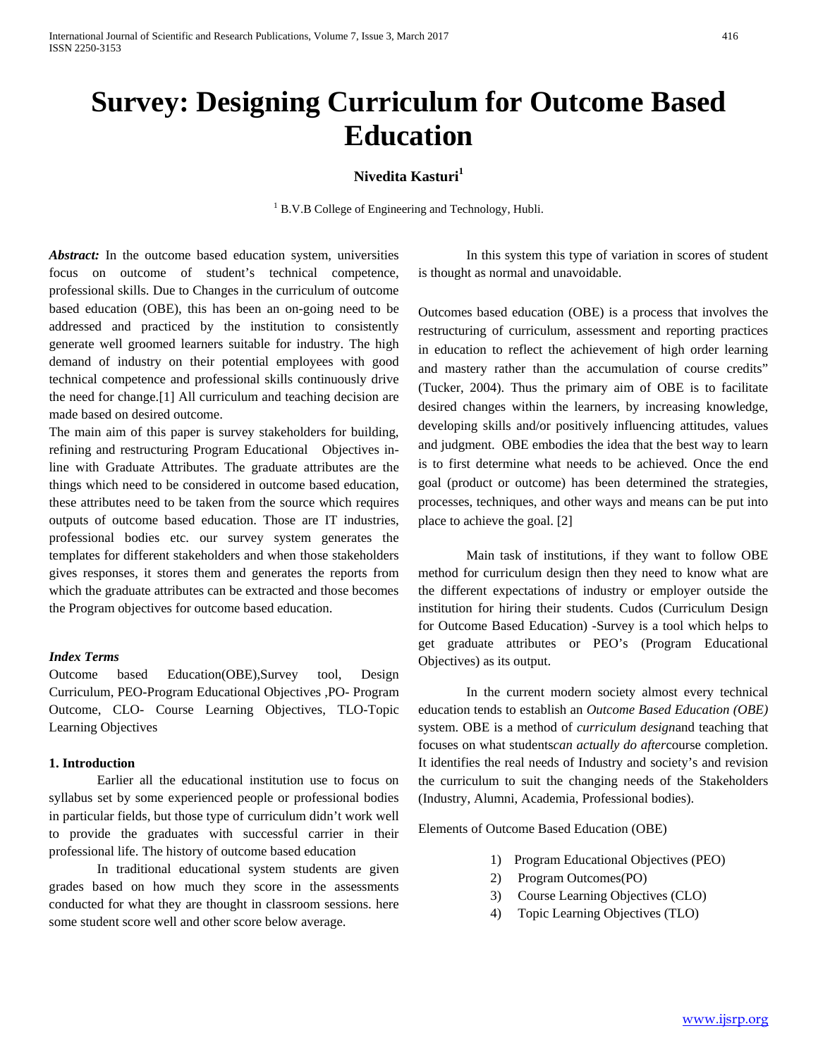# Survey: Designing Curriculum for Outcome Based Education

**Nivedita Kasturi[1]**

[1] B.V.B College of Engineering and Technology, Hubli.

***Abstract:*** In the outcome based education system, universities focus on outcome of student's technical competence, professional skills. Due to Changes in the curriculum of outcome based education (OBE), this has been an on-going need to be addressed and practiced by the institution to consistently generate well groomed learners suitable for industry. The high demand of industry on their potential employees with good technical competence and professional skills continuously drive the need for change.[1] All curriculum and teaching decision are made based on desired outcome.

The main aim of this paper is survey stakeholders for building, refining and restructuring Program Educational Objectives in-line with Graduate Attributes. The graduate attributes are the things which need to be considered in outcome based education, these attributes need to be taken from the source which requires outputs of outcome based education. Those are IT industries, professional bodies etc. our survey system generates the templates for different stakeholders and when those stakeholders gives responses, it stores them and generates the reports from which the graduate attributes can be extracted and those becomes the Program objectives for outcome based education.

***Index Terms***

Outcome based Education(OBE),Survey tool, Design Curriculum, PEO-Program Educational Objectives ,PO- Program Outcome, CLO- Course Learning Objectives, TLO-Topic Learning Objectives

## 1. Introduction

Earlier all the educational institution use to focus on syllabus set by some experienced people or professional bodies in particular fields, but those type of curriculum didn't work well to provide the graduates with successful carrier in their professional life. The history of outcome based education

In traditional educational system students are given grades based on how much they score in the assessments conducted for what they are thought in classroom sessions. here some student score well and other score below average.

In this system this type of variation in scores of student is thought as normal and unavoidable.

Outcomes based education (OBE) is a process that involves the restructuring of curriculum, assessment and reporting practices in education to reflect the achievement of high order learning and mastery rather than the accumulation of course credits" (Tucker, 2004). Thus the primary aim of OBE is to facilitate desired changes within the learners, by increasing knowledge, developing skills and/or positively influencing attitudes, values and judgment. OBE embodies the idea that the best way to learn is to first determine what needs to be achieved. Once the end goal (product or outcome) has been determined the strategies, processes, techniques, and other ways and means can be put into place to achieve the goal. [2]

Main task of institutions, if they want to follow OBE method for curriculum design then they need to know what are the different expectations of industry or employer outside the institution for hiring their students. Cudos (Curriculum Design for Outcome Based Education) -Survey is a tool which helps to get graduate attributes or PEO's (Program Educational Objectives) as its output.

In the current modern society almost every technical education tends to establish an *Outcome Based Education (OBE)* system. OBE is a method of *curriculum design*and teaching that focuses on what students*can actually do after*course completion. It identifies the real needs of Industry and society's and revision the curriculum to suit the changing needs of the Stakeholders (Industry, Alumni, Academia, Professional bodies).

Elements of Outcome Based Education (OBE)

1) Program Educational Objectives (PEO)
2) Program Outcomes(PO)
3) Course Learning Objectives (CLO)
4) Topic Learning Objectives (TLO)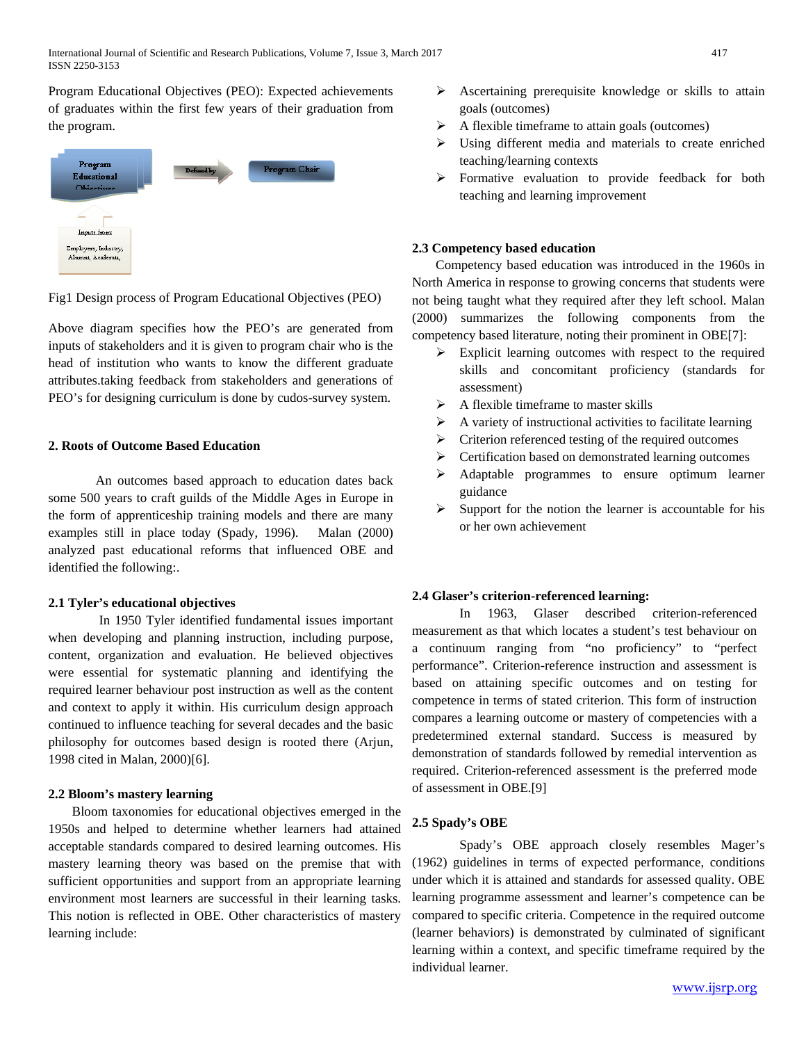Program Educational Objectives (PEO): Expected achievements of graduates within the first few years of their graduation from the program.

Fig1 Design process of Program Educational Objectives (PEO)

Above diagram specifies how the PEO's are generated from inputs of stakeholders and it is given to program chair who is the head of institution who wants to know the different graduate attributes.taking feedback from stakeholders and generations of PEO's for designing curriculum is done by cudos-survey system.

## 2. Roots of Outcome Based Education

An outcomes based approach to education dates back some 500 years to craft guilds of the Middle Ages in Europe in the form of apprenticeship training models and there are many examples still in place today (Spady, 1996). Malan (2000) analyzed past educational reforms that influenced OBE and identified the following:.

### 2.1 Tyler's educational objectives

In 1950 Tyler identified fundamental issues important when developing and planning instruction, including purpose, content, organization and evaluation. He believed objectives were essential for systematic planning and identifying the required learner behaviour post instruction as well as the content and context to apply it within. His curriculum design approach continued to influence teaching for several decades and the basic philosophy for outcomes based design is rooted there (Arjun, 1998 cited in Malan, 2000)[6].

### 2.2 Bloom's mastery learning

Bloom taxonomies for educational objectives emerged in the 1950s and helped to determine whether learners had attained acceptable standards compared to desired learning outcomes. His mastery learning theory was based on the premise that with sufficient opportunities and support from an appropriate learning environment most learners are successful in their learning tasks. This notion is reflected in OBE. Other characteristics of mastery learning include:

- Ascertaining prerequisite knowledge or skills to attain goals (outcomes)
- A flexible timeframe to attain goals (outcomes)
- Using different media and materials to create enriched teaching/learning contexts
- Formative evaluation to provide feedback for both teaching and learning improvement

### 2.3 Competency based education

Competency based education was introduced in the 1960s in North America in response to growing concerns that students were not being taught what they required after they left school. Malan (2000) summarizes the following components from the competency based literature, noting their prominent in OBE[7]:

- Explicit learning outcomes with respect to the required skills and concomitant proficiency (standards for assessment)
- A flexible timeframe to master skills
- A variety of instructional activities to facilitate learning
- Criterion referenced testing of the required outcomes
- Certification based on demonstrated learning outcomes
- Adaptable programmes to ensure optimum learner guidance
- Support for the notion the learner is accountable for his or her own achievement

### 2.4 Glaser's criterion-referenced learning:

In 1963, Glaser described criterion-referenced measurement as that which locates a student's test behaviour on a continuum ranging from "no proficiency" to "perfect performance". Criterion-reference instruction and assessment is based on attaining specific outcomes and on testing for competence in terms of stated criterion. This form of instruction compares a learning outcome or mastery of competencies with a predetermined external standard. Success is measured by demonstration of standards followed by remedial intervention as required. Criterion-referenced assessment is the preferred mode of assessment in OBE.[9]

### 2.5 Spady's OBE

Spady's OBE approach closely resembles Mager's (1962) guidelines in terms of expected performance, conditions under which it is attained and standards for assessed quality. OBE learning programme assessment and learner's competence can be compared to specific criteria. Competence in the required outcome (learner behaviors) is demonstrated by culminated of significant learning within a context, and specific timeframe required by the individual learner.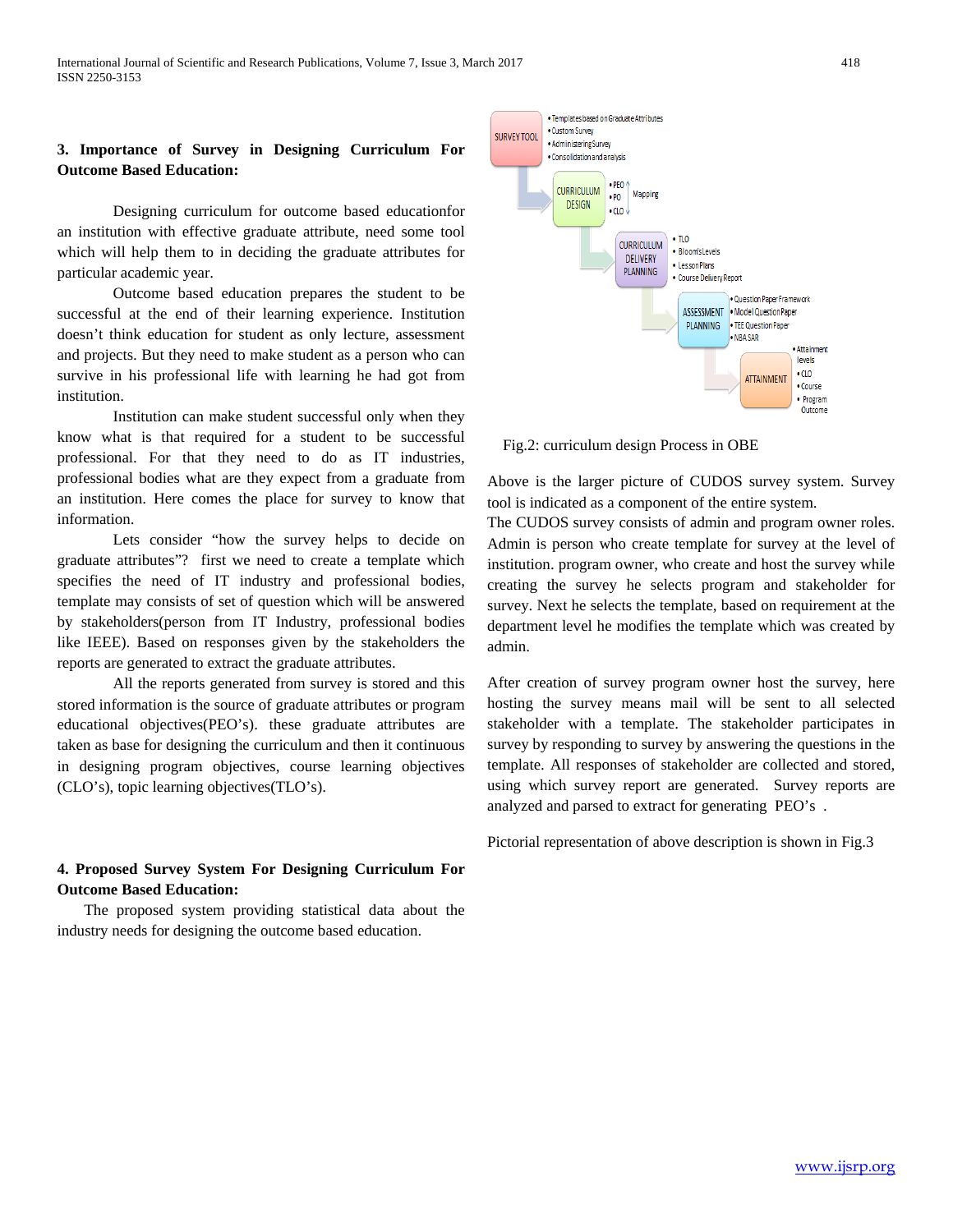## 3. Importance of Survey in Designing Curriculum For Outcome Based Education:

Designing curriculum for outcome based educationfor an institution with effective graduate attribute, need some tool which will help them to in deciding the graduate attributes for particular academic year.

Outcome based education prepares the student to be successful at the end of their learning experience. Institution doesn't think education for student as only lecture, assessment and projects. But they need to make student as a person who can survive in his professional life with learning he had got from institution.

Institution can make student successful only when they know what is that required for a student to be successful professional. For that they need to do as IT industries, professional bodies what are they expect from a graduate from an institution. Here comes the place for survey to know that information.

Lets consider "how the survey helps to decide on graduate attributes"? first we need to create a template which specifies the need of IT industry and professional bodies, template may consists of set of question which will be answered by stakeholders(person from IT Industry, professional bodies like IEEE). Based on responses given by the stakeholders the reports are generated to extract the graduate attributes.

All the reports generated from survey is stored and this stored information is the source of graduate attributes or program educational objectives(PEO's). these graduate attributes are taken as base for designing the curriculum and then it continuous in designing program objectives, course learning objectives (CLO's), topic learning objectives(TLO's).

## 4. Proposed Survey System For Designing Curriculum For Outcome Based Education:

The proposed system providing statistical data about the industry needs for designing the outcome based education.

Fig.2: curriculum design Process in OBE

Above is the larger picture of CUDOS survey system. Survey tool is indicated as a component of the entire system.

The CUDOS survey consists of admin and program owner roles. Admin is person who create template for survey at the level of institution. program owner, who create and host the survey while creating the survey he selects program and stakeholder for survey. Next he selects the template, based on requirement at the department level he modifies the template which was created by admin.

After creation of survey program owner host the survey, here hosting the survey means mail will be sent to all selected stakeholder with a template. The stakeholder participates in survey by responding to survey by answering the questions in the template. All responses of stakeholder are collected and stored, using which survey report are generated. Survey reports are analyzed and parsed to extract for generating PEO's .

Pictorial representation of above description is shown in Fig.3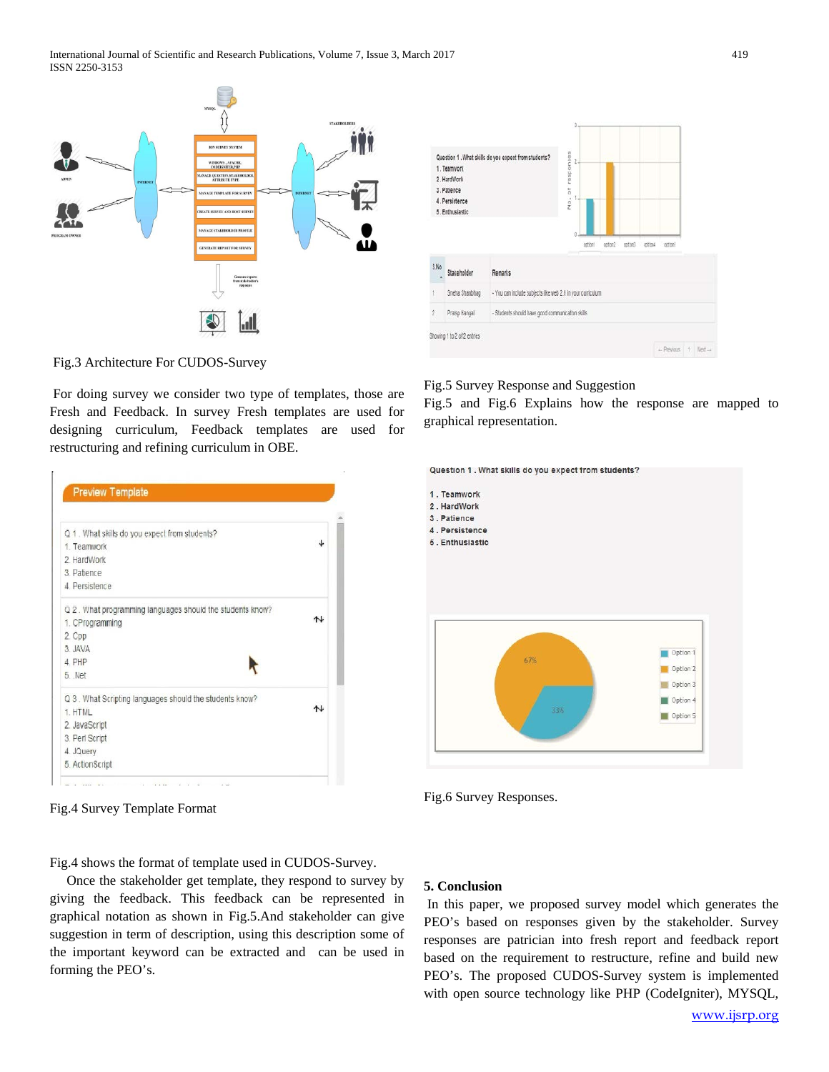Fig.3 Architecture For CUDOS-Survey

For doing survey we consider two type of templates, those are Fresh and Feedback. In survey Fresh templates are used for designing curriculum, Feedback templates are used for restructuring and refining curriculum in OBE.

Fig.4 Survey Template Format

Fig.4 shows the format of template used in CUDOS-Survey.

Once the stakeholder get template, they respond to survey by giving the feedback. This feedback can be represented in graphical notation as shown in Fig.5.And stakeholder can give suggestion in term of description, using this description some of the important keyword can be extracted and can be used in forming the PEO's.

Fig.5 Survey Response and Suggestion

Fig.5 and Fig.6 Explains how the response are mapped to graphical representation.

Fig.6 Survey Responses.

## 5. Conclusion

In this paper, we proposed survey model which generates the PEO's based on responses given by the stakeholder. Survey responses are patrician into fresh report and feedback report based on the requirement to restructure, refine and build new PEO's. The proposed CUDOS-Survey system is implemented with open source technology like PHP (CodeIgniter), MYSQL,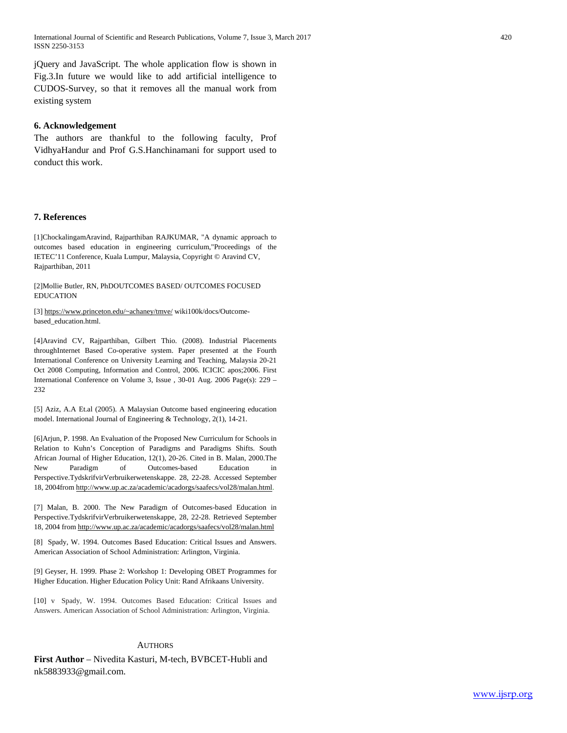jQuery and JavaScript. The whole application flow is shown in Fig.3.In future we would like to add artificial intelligence to CUDOS-Survey, so that it removes all the manual work from existing system

## 6. Acknowledgement

The authors are thankful to the following faculty, Prof VidhyaHandur and Prof G.S.Hanchinamani for support used to conduct this work.

## 7. References

[1]ChockalingamAravind, Rajparthiban RAJKUMAR, "A dynamic approach to outcomes based education in engineering curriculum,"Proceedings of the IETEC'11 Conference, Kuala Lumpur, Malaysia, Copyright © Aravind CV, Rajparthiban, 2011

[2]Mollie Butler, RN, PhDOUTCOMES BASED/ OUTCOMES FOCUSED EDUCATION

[3] https://www.princeton.edu/~achaney/tmve/ wiki100k/docs/Outcome-based_education.html.

[4]Aravind CV, Rajparthiban, Gilbert Thio. (2008). Industrial Placements throughInternet Based Co-operative system. Paper presented at the Fourth International Conference on University Learning and Teaching, Malaysia 20-21 Oct 2008 Computing, Information and Control, 2006. ICICIC apos;2006. First International Conference on Volume 3, Issue , 30-01 Aug. 2006 Page(s): 229 – 232

[5] Aziz, A.A Et.al (2005). A Malaysian Outcome based engineering education model. International Journal of Engineering & Technology, 2(1), 14-21.

[6]Arjun, P. 1998. An Evaluation of the Proposed New Curriculum for Schools in Relation to Kuhn's Conception of Paradigms and Paradigms Shifts. South African Journal of Higher Education, 12(1), 20-26. Cited in B. Malan, 2000.The New Paradigm of Outcomes-based Education in Perspective.TydskrifvirVerbruikerwetenskappe. 28, 22-28. Accessed September 18, 2004from http://www.up.ac.za/academic/acadorgs/saafecs/vol28/malan.html.

[7] Malan, B. 2000. The New Paradigm of Outcomes-based Education in Perspective.TydskrifvirVerbruikerwetenskappe, 28, 22-28. Retrieved September 18, 2004 from http://www.up.ac.za/academic/acadorgs/saafecs/vol28/malan.html

[8] Spady, W. 1994. Outcomes Based Education: Critical Issues and Answers. American Association of School Administration: Arlington, Virginia.

[9] Geyser, H. 1999. Phase 2: Workshop 1: Developing OBET Programmes for Higher Education. Higher Education Policy Unit: Rand Afrikaans University.

[10] v Spady, W. 1994. Outcomes Based Education: Critical Issues and Answers. American Association of School Administration: Arlington, Virginia.

AUTHORS

**First Author** – Nivedita Kasturi, M-tech, BVBCET-Hubli and nk5883933@gmail.com.